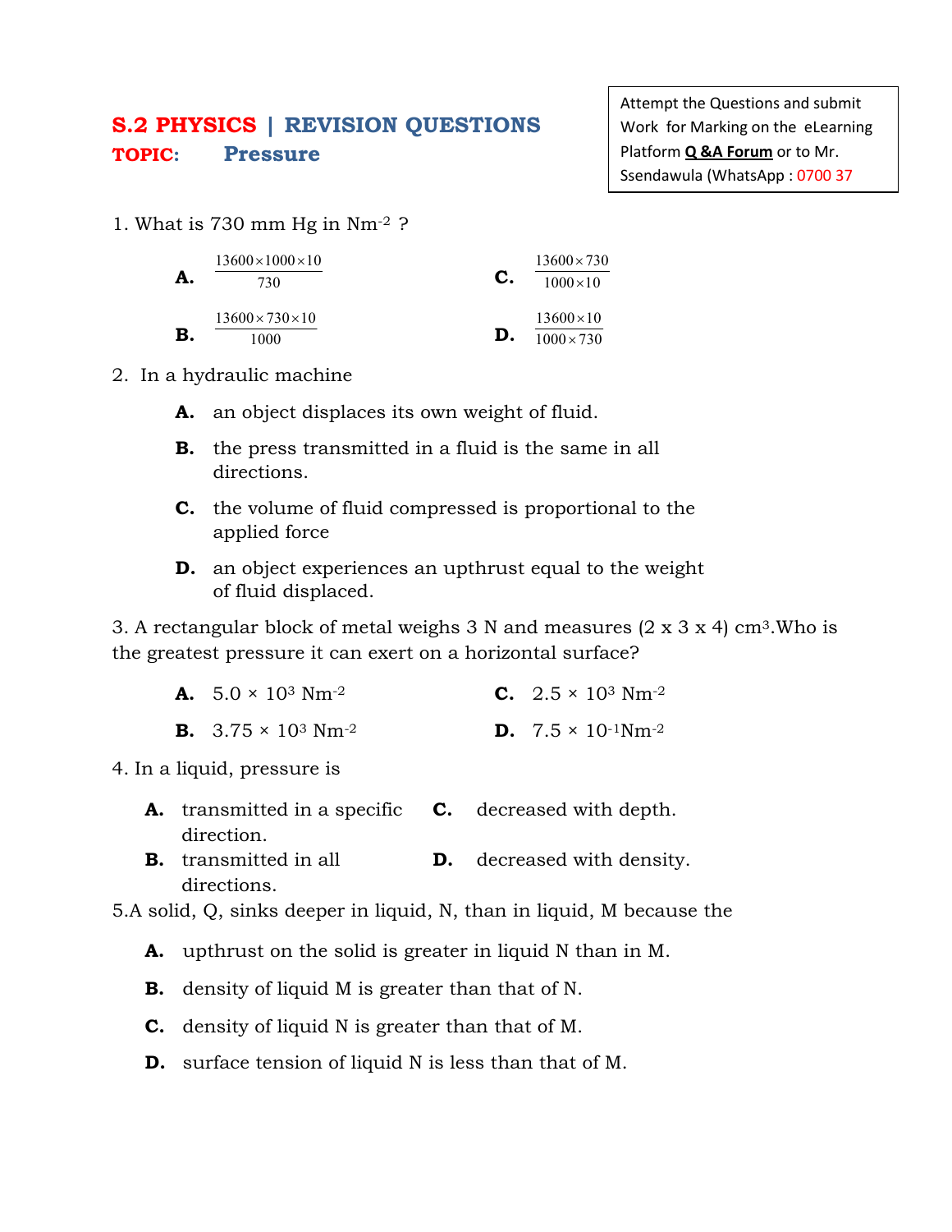# S.2 PHYSICS | REVISION QUESTIONS

## TOPIC: Pressure

Attempt the Questions and submit Work for Marking on the eLearning Platform **Q &A Forum** or to Mr. Ssendawula (WhatsApp : 0700 37

1. What is 730 mm Hg in $Nm^{-2}$ ?

   **A.** $\frac{13600 \times 1000 \times 10}{730}$

   **B.** $\frac{13600 \times 730 \times 10}{1000}$

   **C.** $\frac{13600 \times 730}{1000 \times 10}$

   **D.** $\frac{13600 \times 10}{1000 \times 730}$

2. In a hydraulic machine

   **A.** an object displaces its own weight of fluid.

   **B.** the press transmitted in a fluid is the same in all directions.

   **C.** the volume of fluid compressed is proportional to the applied force

   **D.** an object experiences an upthrust equal to the weight of fluid displaced.

3. A rectangular block of metal weighs 3 N and measures (2 x 3 x 4) $cm^3$.Who is the greatest pressure it can exert on a horizontal surface?

   **A.** $5.0 \times 10^3$ $Nm^{-2}$

   **B.** $3.75 \times 10^3$ $Nm^{-2}$

   **C.** $2.5 \times 10^3$ $Nm^{-2}$

   **D.** $7.5 \times 10^{-1}$ $Nm^{-2}$

4. In a liquid, pressure is

   **A.** transmitted in a specific direction.

   **B.** transmitted in all directions.

   **C.** decreased with depth.

   **D.** decreased with density.

5. A solid, Q, sinks deeper in liquid, N, than in liquid, M because the

   **A.** upthrust on the solid is greater in liquid N than in M.

   **B.** density of liquid M is greater than that of N.

   **C.** density of liquid N is greater than that of M.

   **D.** surface tension of liquid N is less than that of M.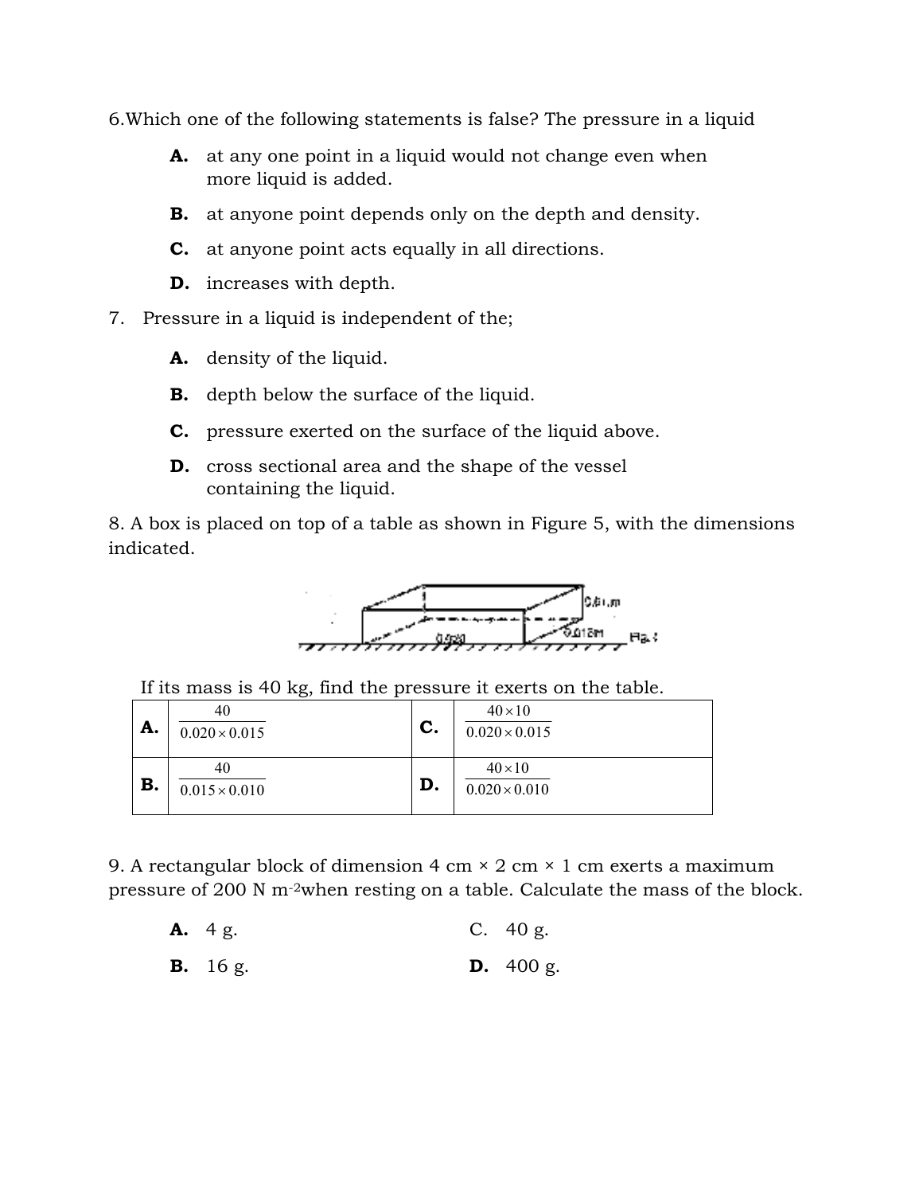6.Which one of the following statements is false? The pressure in a liquid

**A.** at any one point in a liquid would not change even when more liquid is added.

**B.** at anyone point depends only on the depth and density.

**C.** at anyone point acts equally in all directions.

**D.** increases with depth.

7. Pressure in a liquid is independent of the;

**A.** density of the liquid.

**B.** depth below the surface of the liquid.

**C.** pressure exerted on the surface of the liquid above.

**D.** cross sectional area and the shape of the vessel containing the liquid.

8. A box is placed on top of a table as shown in Figure 5, with the dimensions indicated.

If its mass is 40 kg, find the pressure it exerts on the table.

| | | | |
|---|---|---|---|
| **A.** | $\frac{40}{0.020 \times 0.015}$ | **C.** | $\frac{40 \times 10}{0.020 \times 0.015}$ |
| **B.** | $\frac{40}{0.015 \times 0.010}$ | **D.** | $\frac{40 \times 10}{0.020 \times 0.010}$ |

9. A rectangular block of dimension 4 cm × 2 cm × 1 cm exerts a maximum pressure of 200 N $m^{-2}$ when resting on a table. Calculate the mass of the block.

**A.** 4 g.

**B.** 16 g.

C. 40 g.

**D.** 400 g.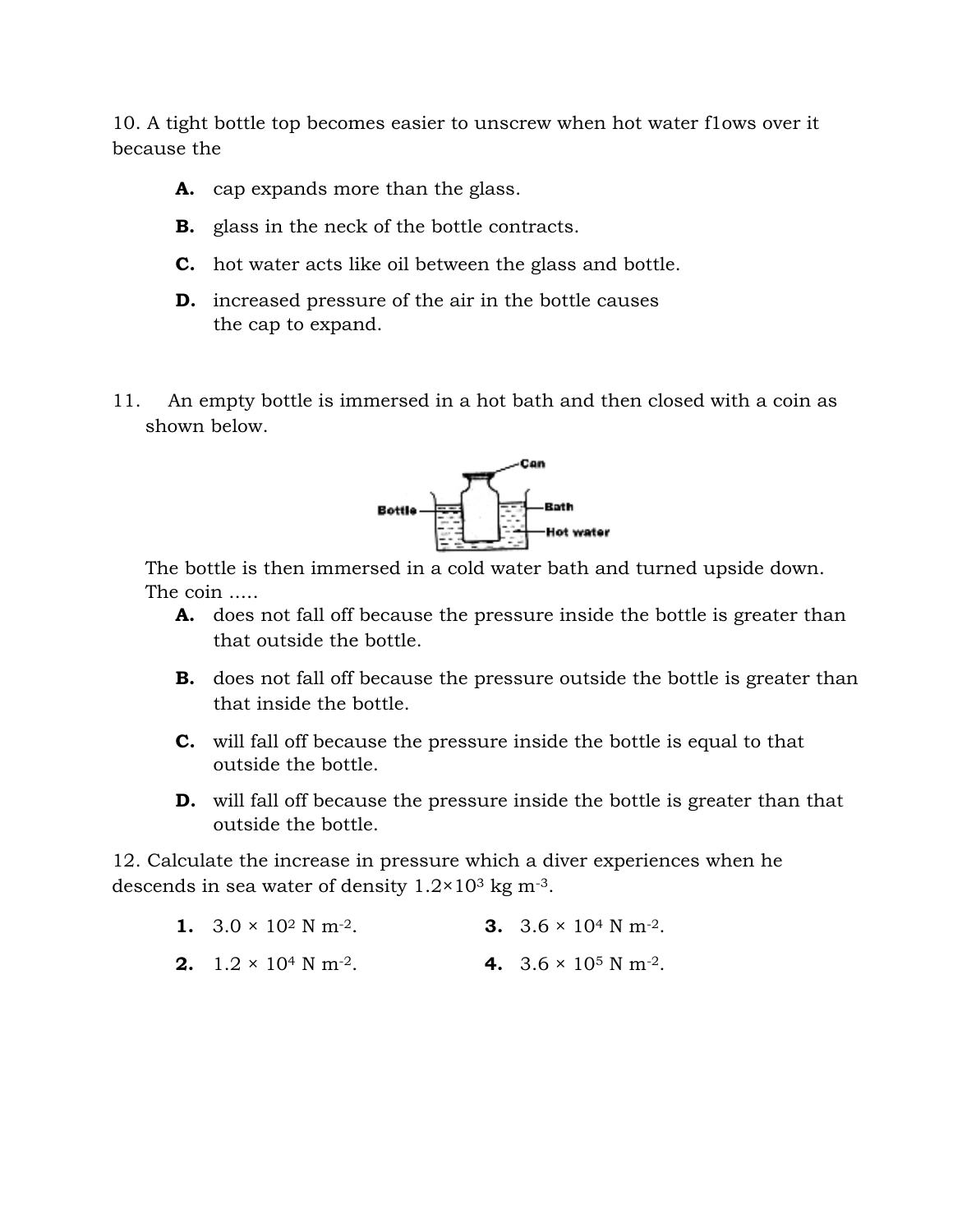10. A tight bottle top becomes easier to unscrew when hot water f1ows over it because the

- **A.** cap expands more than the glass.
- **B.** glass in the neck of the bottle contracts.
- **C.** hot water acts like oil between the glass and bottle.
- **D.** increased pressure of the air in the bottle causes the cap to expand.

11. An empty bottle is immersed in a hot bath and then closed with a coin as shown below.

The bottle is then immersed in a cold water bath and turned upside down. The coin .....

- **A.** does not fall off because the pressure inside the bottle is greater than that outside the bottle.
- **B.** does not fall off because the pressure outside the bottle is greater than that inside the bottle.
- **C.** will fall off because the pressure inside the bottle is equal to that outside the bottle.
- **D.** will fall off because the pressure inside the bottle is greater than that outside the bottle.

12. Calculate the increase in pressure which a diver experiences when he descends in sea water of density $1.2 \times 10^3$ kg m$^{-3}$.

1. $3.0 \times 10^2$ N m$^{-2}$.
2. $1.2 \times 10^4$ N m$^{-2}$.
3. $3.6 \times 10^4$ N m$^{-2}$.
4. $3.6 \times 10^5$ N m$^{-2}$.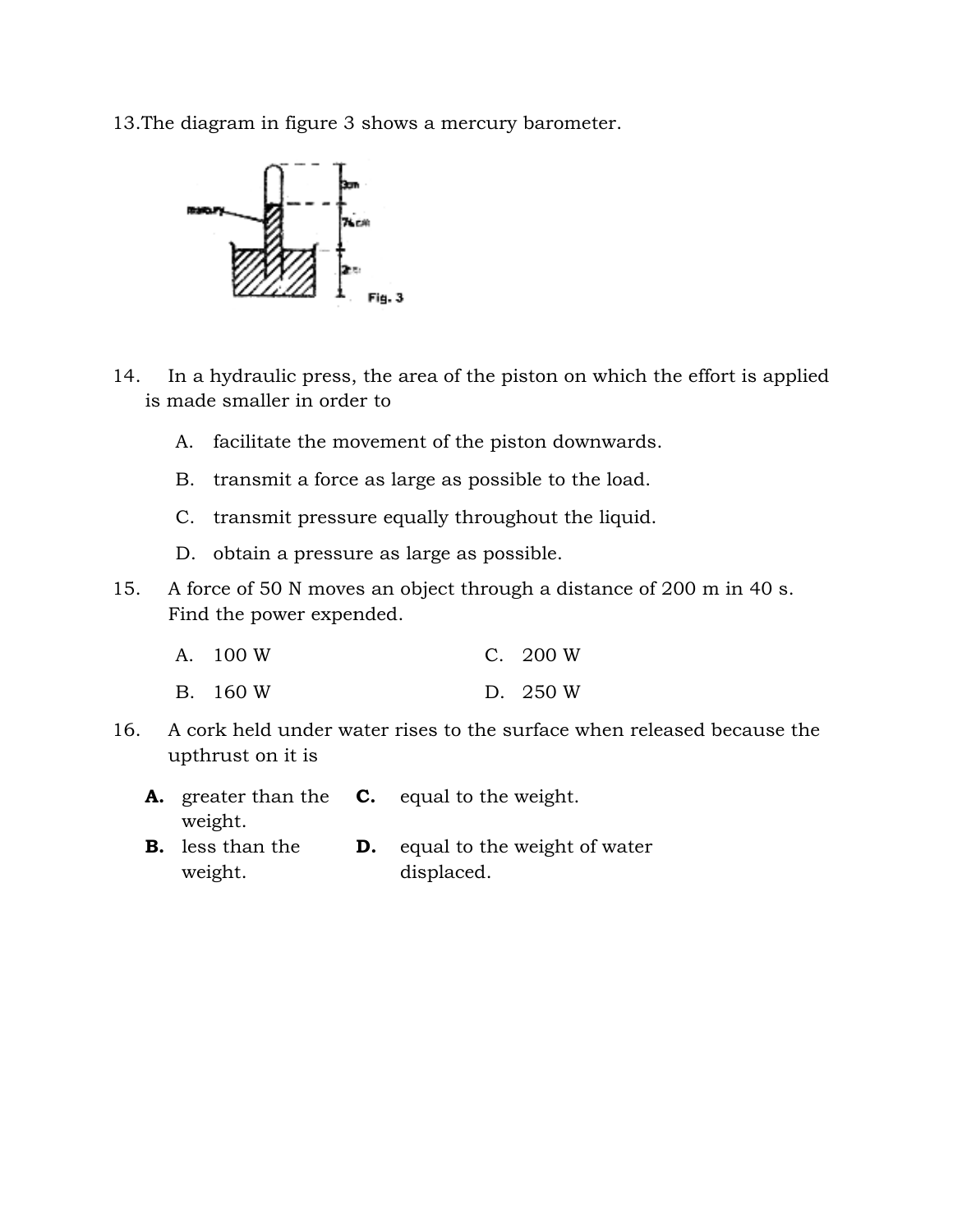13.The diagram in figure 3 shows a mercury barometer.

Fig. 3

14. In a hydraulic press, the area of the piston on which the effort is applied is made smaller in order to

A. facilitate the movement of the piston downwards.

B. transmit a force as large as possible to the load.

C. transmit pressure equally throughout the liquid.

D. obtain a pressure as large as possible.

15. A force of 50 N moves an object through a distance of 200 m in 40 s. Find the power expended.

A. 100 W

B. 160 W

C. 200 W

D. 250 W

16. A cork held under water rises to the surface when released because the upthrust on it is

**A.** greater than the weight.

**B.** less than the weight.

**C.** equal to the weight.

**D.** equal to the weight of water displaced.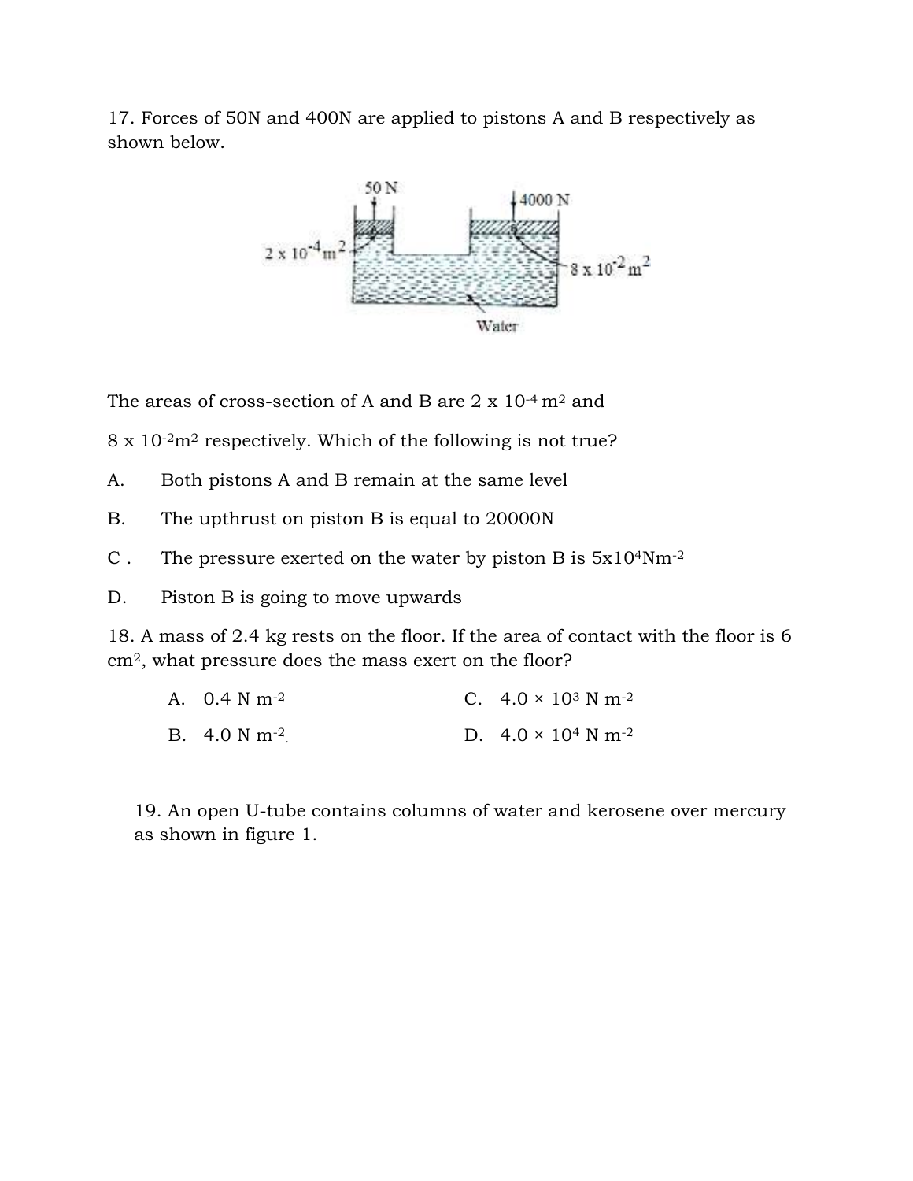17. Forces of 50N and 400N are applied to pistons A and B respectively as shown below.

The areas of cross-section of A and B are $2 \times 10^{-4}$ m$^2$ and $8 \times 10^{-2}$m$^2$ respectively. Which of the following is not true?

A. Both pistons A and B remain at the same level

B. The upthrust on piston B is equal to 20000N

C. The pressure exerted on the water by piston B is $5 \times 10^4$Nm$^{-2}$

D. Piston B is going to move upwards

18. A mass of 2.4 kg rests on the floor. If the area of contact with the floor is 6 cm$^2$, what pressure does the mass exert on the floor?

A. 0.4 N m$^{-2}$

B. 4.0 N m$^{-2}$

C. $4.0 \times 10^3$ N m$^{-2}$

D. $4.0 \times 10^4$ N m$^{-2}$

19. An open U-tube contains columns of water and kerosene over mercury as shown in figure 1.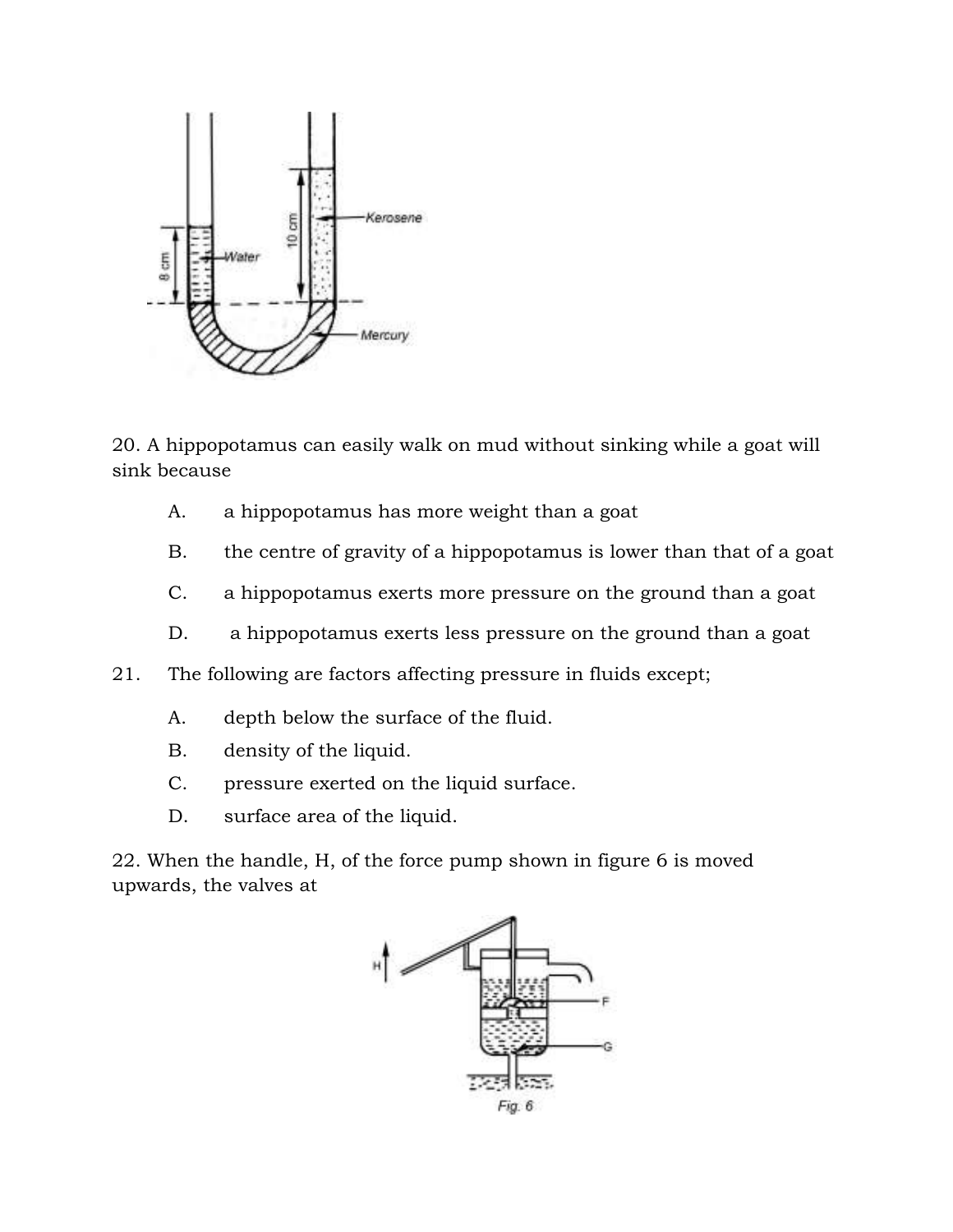20. A hippopotamus can easily walk on mud without sinking while a goat will sink because

A. a hippopotamus has more weight than a goat

B. the centre of gravity of a hippopotamus is lower than that of a goat

C. a hippopotamus exerts more pressure on the ground than a goat

D. a hippopotamus exerts less pressure on the ground than a goat

21. The following are factors affecting pressure in fluids except;

A. depth below the surface of the fluid.

B. density of the liquid.

C. pressure exerted on the liquid surface.

D. surface area of the liquid.

22. When the handle, H, of the force pump shown in figure 6 is moved upwards, the valves at

Fig. 6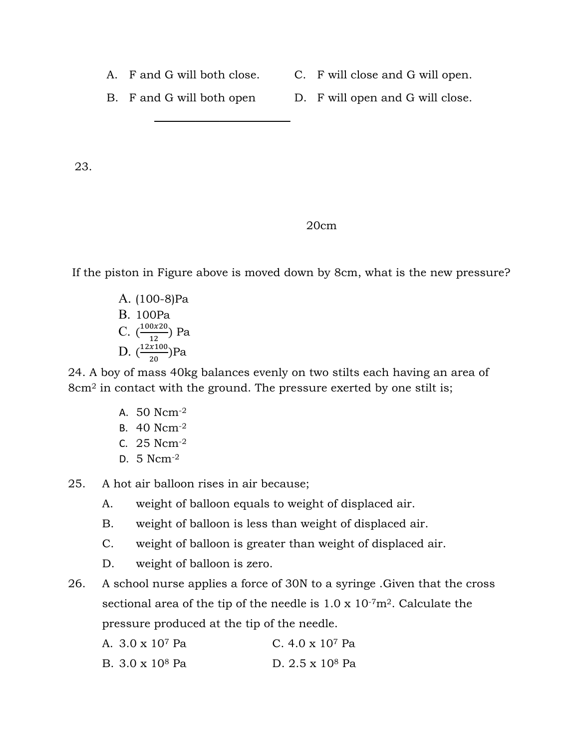A. F and G will both close.

B. F and G will both open

C. F will close and G will open.

D. F will open and G will close.

---

23.

20cm

If the piston in Figure above is moved down by 8cm, what is the new pressure?

A. (100-8)Pa
B. 100Pa
C. $(\frac{100x20}{12})$ Pa
D. $(\frac{12x100}{20})$Pa

24. A boy of mass 40kg balances evenly on two stilts each having an area of 8cm$^2$ in contact with the ground. The pressure exerted by one stilt is;

A. 50 Ncm$^{-2}$
B. 40 Ncm$^{-2}$
C. 25 Ncm$^{-2}$
D. 5 Ncm$^{-2}$

25. A hot air balloon rises in air because;

A. weight of balloon equals to weight of displaced air.
B. weight of balloon is less than weight of displaced air.
C. weight of balloon is greater than weight of displaced air.
D. weight of balloon is zero.

26. A school nurse applies a force of 30N to a syringe .Given that the cross sectional area of the tip of the needle is 1.0 x 10$^{-7}$m$^2$. Calculate the pressure produced at the tip of the needle.

A. 3.0 x 10$^7$ Pa

B. 3.0 x 10$^8$ Pa

C. 4.0 x 10$^7$ Pa

D. 2.5 x 10$^8$ Pa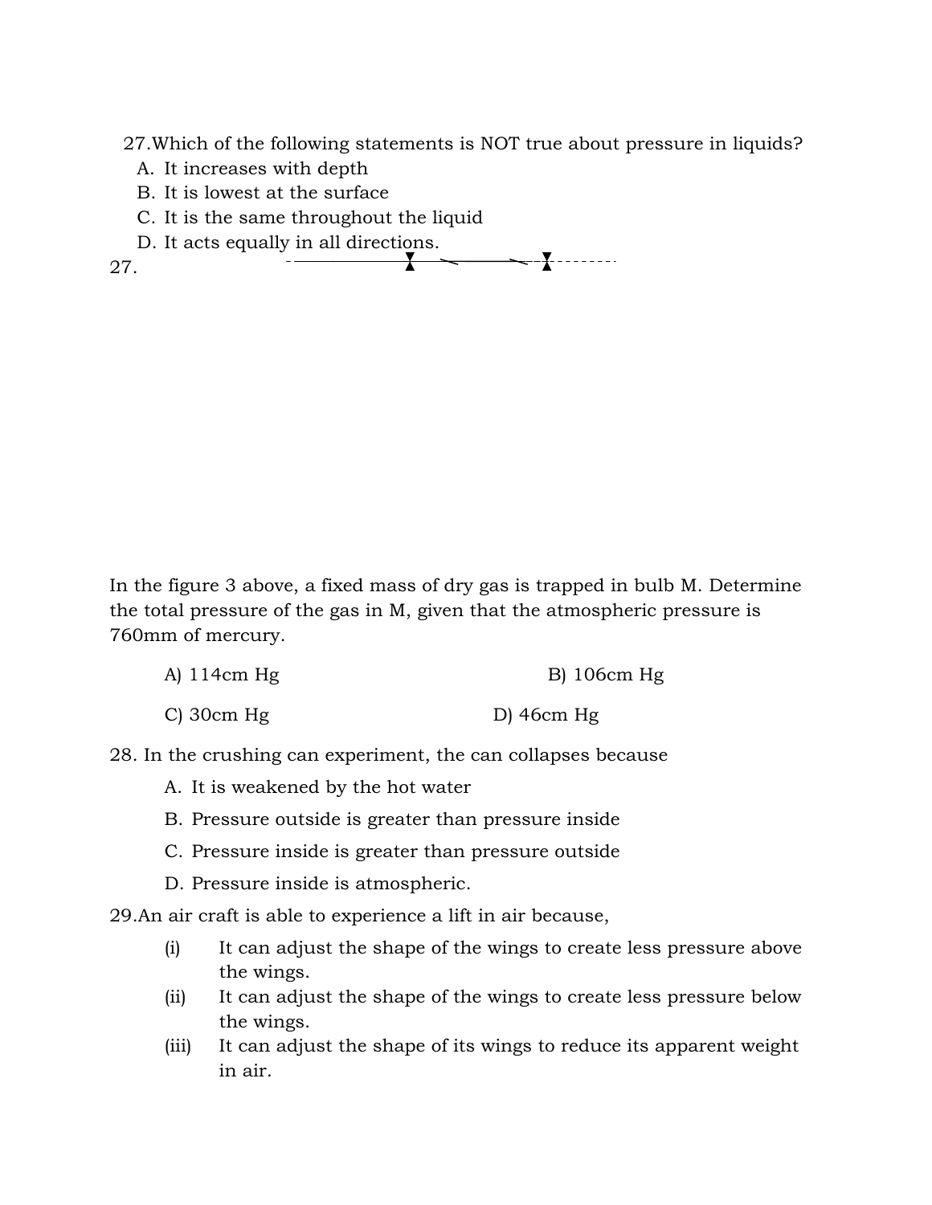27.Which of the following statements is NOT true about pressure in liquids?

A. It increases with depth
B. It is lowest at the surface
C. It is the same throughout the liquid
D. It acts equally in all directions.

27.

In the figure 3 above, a fixed mass of dry gas is trapped in bulb M. Determine the total pressure of the gas in M, given that the atmospheric pressure is 760mm of mercury.

A) 114cm Hg B) 106cm Hg

C) 30cm Hg D) 46cm Hg

28. In the crushing can experiment, the can collapses because

A. It is weakened by the hot water
B. Pressure outside is greater than pressure inside
C. Pressure inside is greater than pressure outside
D. Pressure inside is atmospheric.

29.An air craft is able to experience a lift in air because,

(i) It can adjust the shape of the wings to create less pressure above the wings.
(ii) It can adjust the shape of the wings to create less pressure below the wings.
(iii) It can adjust the shape of its wings to reduce its apparent weight in air.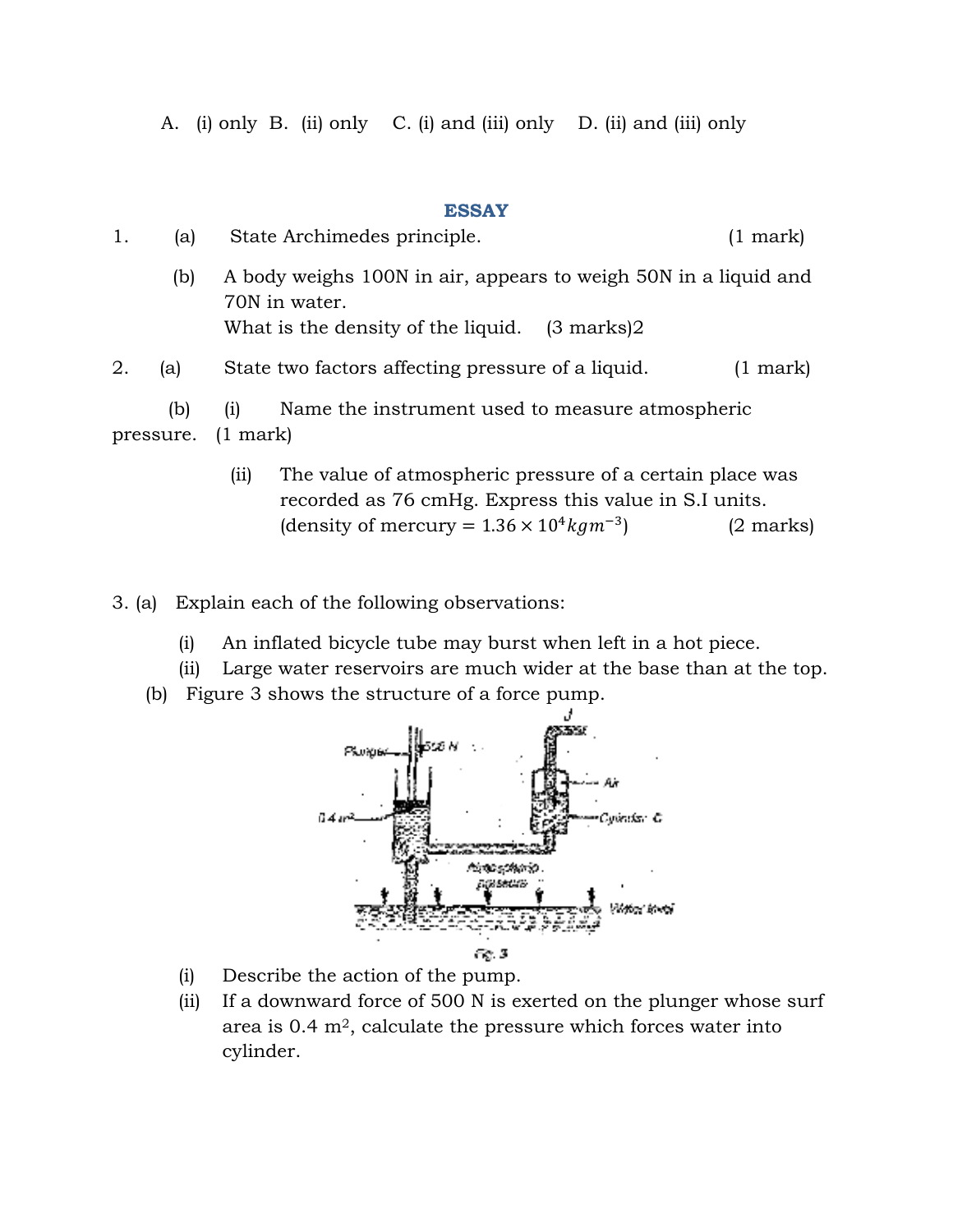A. (i) only B. (ii) only C. (i) and (iii) only D. (ii) and (iii) only

## ESSAY

1. (a) State Archimedes principle. (1 mark)

   (b) A body weighs 100N in air, appears to weigh 50N in a liquid and 70N in water.
   What is the density of the liquid. (3 marks)2

2. (a) State two factors affecting pressure of a liquid. (1 mark)

   (b) (i) Name the instrument used to measure atmospheric pressure. (1 mark)

   (ii) The value of atmospheric pressure of a certain place was recorded as 76 cmHg. Express this value in S.I units. (density of mercury = $1.36 \times 10^{4} kgm^{-3}$) (2 marks)

3. (a) Explain each of the following observations:

   (i) An inflated bicycle tube may burst when left in a hot piece.
   (ii) Large water reservoirs are much wider at the base than at the top.

   (b) Figure 3 shows the structure of a force pump.

Fig. 3

   (i) Describe the action of the pump.
   (ii) If a downward force of 500 N is exerted on the plunger whose surf area is 0.4 m$^2$, calculate the pressure which forces water into cylinder.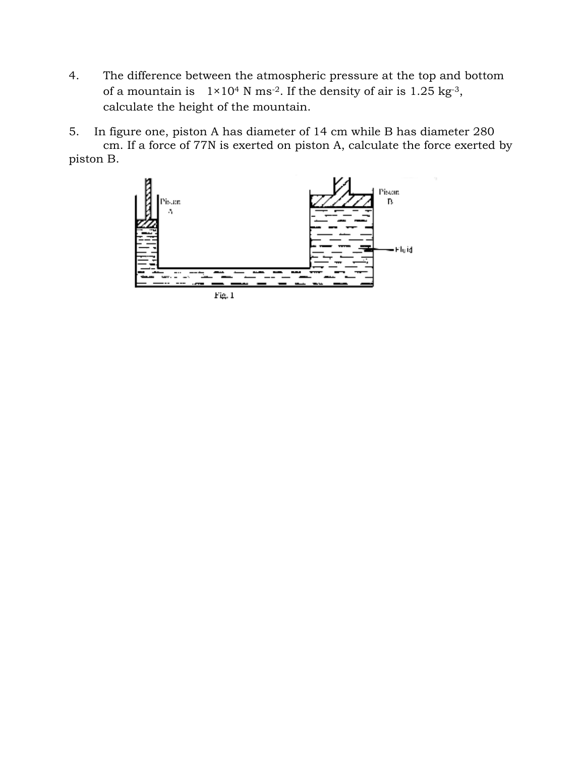4. The difference between the atmospheric pressure at the top and bottom of a mountain is $1 \times 10^{4}$ N $ms^{-2}$. If the density of air is 1.25 $kg^{-3}$, calculate the height of the mountain.

5. In figure one, piston A has diameter of 14 cm while B has diameter 280 cm. If a force of 77N is exerted on piston A, calculate the force exerted by piston B.

Piston A

Piston B

Fluid

Fig. 1